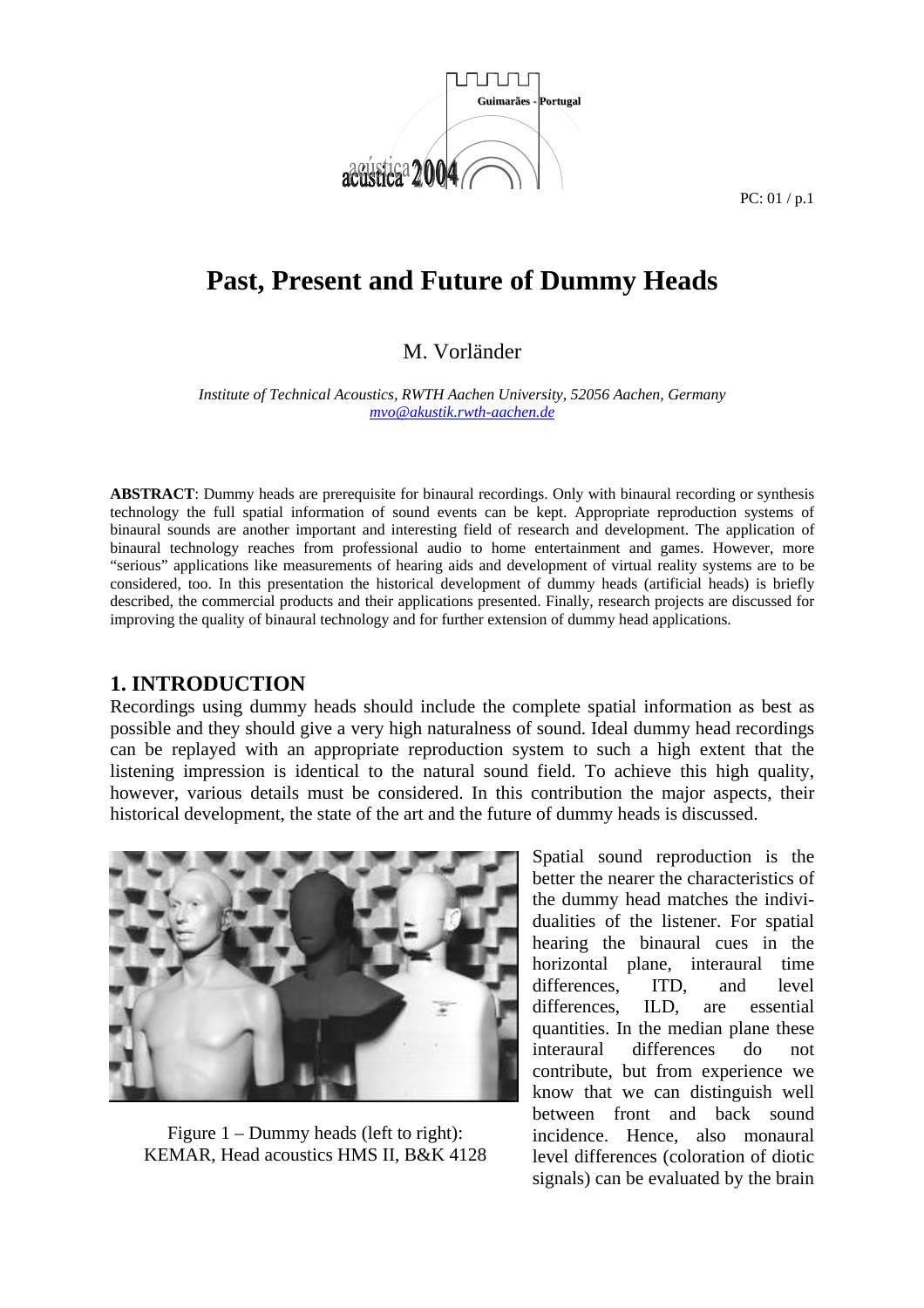# Past, Present and Future of Dummy Heads

M. Vorländer

*Institute of Technical Acoustics, RWTH Aachen University, 52056 Aachen, Germany*
*mvo@akustik.rwth-aachen.de*

**ABSTRACT**: Dummy heads are prerequisite for binaural recordings. Only with binaural recording or synthesis technology the full spatial information of sound events can be kept. Appropriate reproduction systems of binaural sounds are another important and interesting field of research and development. The application of binaural technology reaches from professional audio to home entertainment and games. However, more "serious" applications like measurements of hearing aids and development of virtual reality systems are to be considered, too. In this presentation the historical development of dummy heads (artificial heads) is briefly described, the commercial products and their applications presented. Finally, research projects are discussed for improving the quality of binaural technology and for further extension of dummy head applications.

## 1. INTRODUCTION

Recordings using dummy heads should include the complete spatial information as best as possible and they should give a very high naturalness of sound. Ideal dummy head recordings can be replayed with an appropriate reproduction system to such a high extent that the listening impression is identical to the natural sound field. To achieve this high quality, however, various details must be considered. In this contribution the major aspects, their historical development, the state of the art and the future of dummy heads is discussed.

Figure 1 – Dummy heads (left to right): KEMAR, Head acoustics HMS II, B&K 4128

Spatial sound reproduction is the better the nearer the characteristics of the dummy head matches the individualities of the listener. For spatial hearing the binaural cues in the horizontal plane, interaural time differences, ITD, and level differences, ILD, are essential quantities. In the median plane these interaural differences do not contribute, but from experience we know that we can distinguish well between front and back sound incidence. Hence, also monaural level differences (coloration of diotic signals) can be evaluated by the brain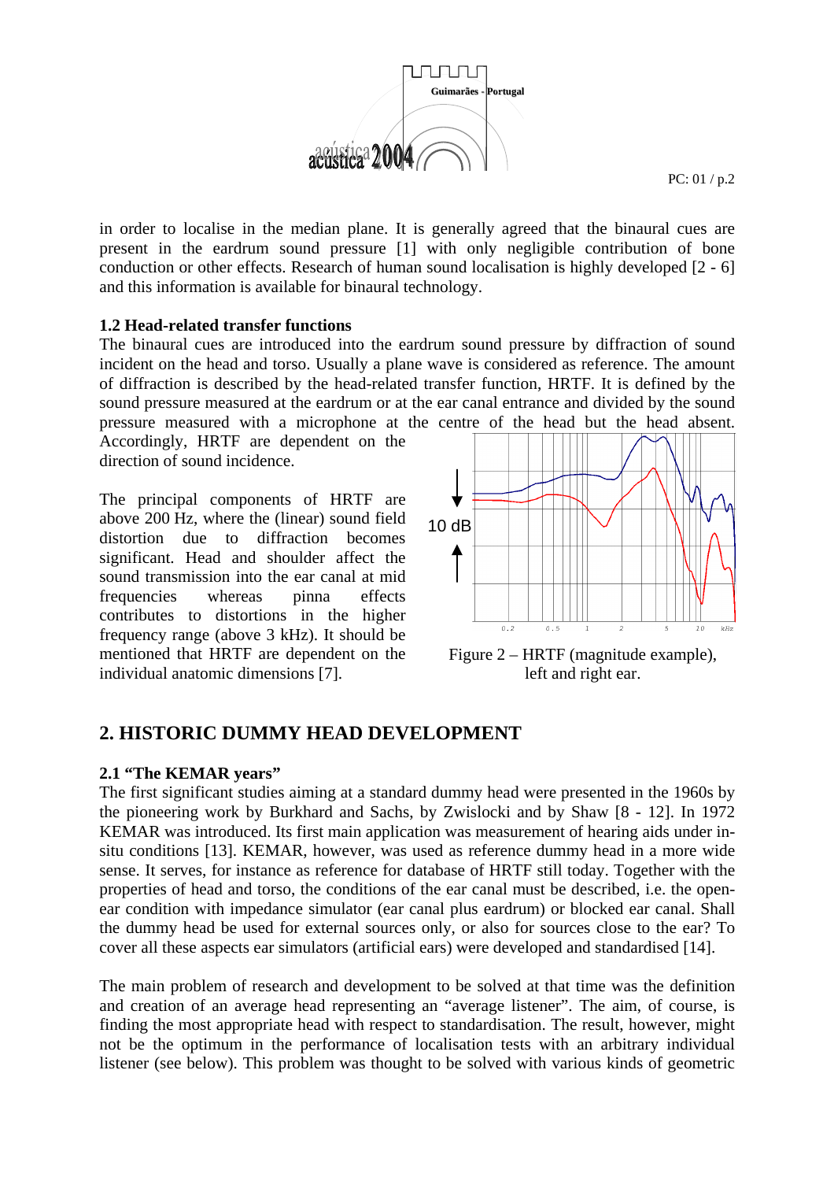in order to localise in the median plane. It is generally agreed that the binaural cues are present in the eardrum sound pressure [1] with only negligible contribution of bone conduction or other effects. Research of human sound localisation is highly developed [2 - 6] and this information is available for binaural technology.

### 1.2 Head-related transfer functions

The binaural cues are introduced into the eardrum sound pressure by diffraction of sound incident on the head and torso. Usually a plane wave is considered as reference. The amount of diffraction is described by the head-related transfer function, HRTF. It is defined by the sound pressure measured at the eardrum or at the ear canal entrance and divided by the sound pressure measured with a microphone at the centre of the head but the head absent. Accordingly, HRTF are dependent on the direction of sound incidence.

The principal components of HRTF are above 200 Hz, where the (linear) sound field distortion due to diffraction becomes significant. Head and shoulder affect the sound transmission into the ear canal at mid frequencies whereas pinna effects contributes to distortions in the higher frequency range (above 3 kHz). It should be mentioned that HRTF are dependent on the individual anatomic dimensions [7].

Figure 2 – HRTF (magnitude example), left and right ear.

## 2. HISTORIC DUMMY HEAD DEVELOPMENT

### 2.1 "The KEMAR years"

The first significant studies aiming at a standard dummy head were presented in the 1960s by the pioneering work by Burkhard and Sachs, by Zwislocki and by Shaw [8 - 12]. In 1972 KEMAR was introduced. Its first main application was measurement of hearing aids under in-situ conditions [13]. KEMAR, however, was used as reference dummy head in a more wide sense. It serves, for instance as reference for database of HRTF still today. Together with the properties of head and torso, the conditions of the ear canal must be described, i.e. the open-ear condition with impedance simulator (ear canal plus eardrum) or blocked ear canal. Shall the dummy head be used for external sources only, or also for sources close to the ear? To cover all these aspects ear simulators (artificial ears) were developed and standardised [14].

The main problem of research and development to be solved at that time was the definition and creation of an average head representing an "average listener". The aim, of course, is finding the most appropriate head with respect to standardisation. The result, however, might not be the optimum in the performance of localisation tests with an arbitrary individual listener (see below). This problem was thought to be solved with various kinds of geometric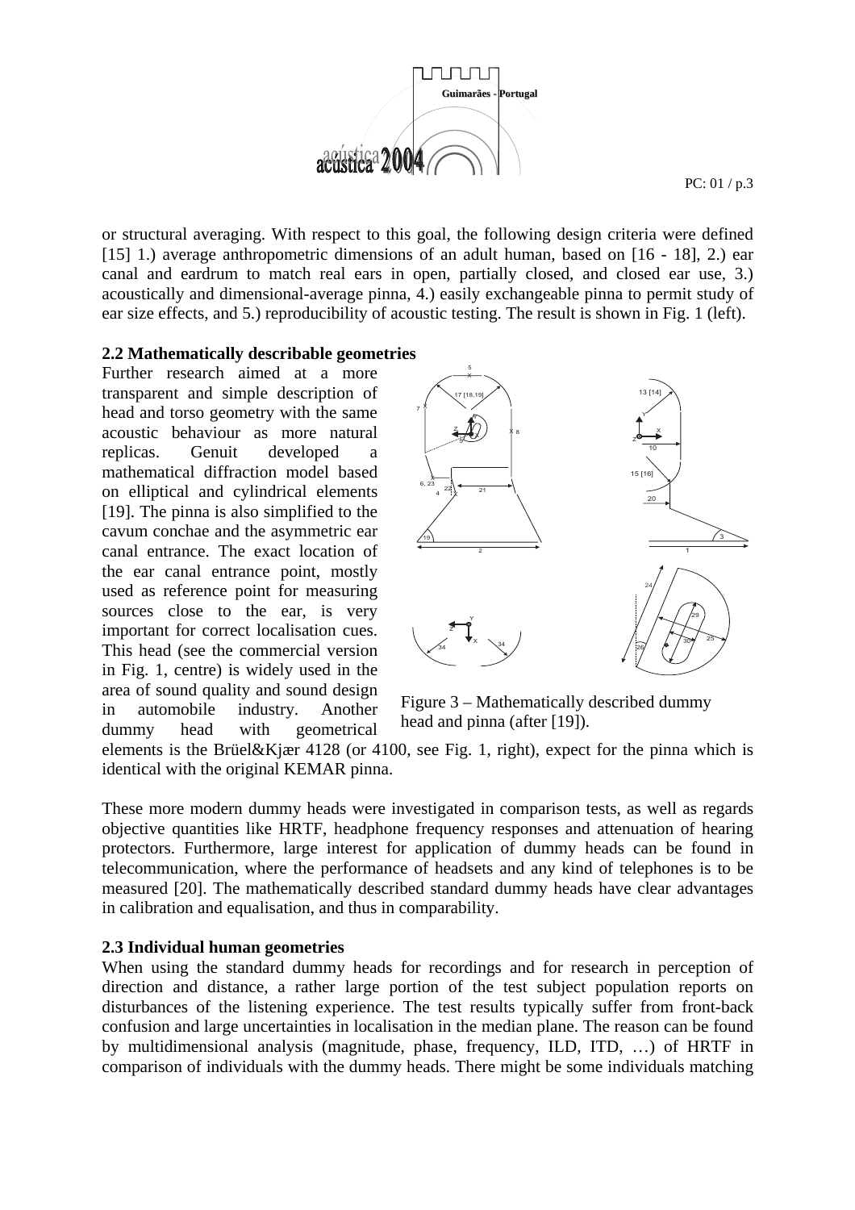or structural averaging. With respect to this goal, the following design criteria were defined [15] 1.) average anthropometric dimensions of an adult human, based on [16 - 18], 2.) ear canal and eardrum to match real ears in open, partially closed, and closed ear use, 3.) acoustically and dimensional-average pinna, 4.) easily exchangeable pinna to permit study of ear size effects, and 5.) reproducibility of acoustic testing. The result is shown in Fig. 1 (left).

**2.2 Mathematically describable geometries**

Further research aimed at a more transparent and simple description of head and torso geometry with the same acoustic behaviour as more natural replicas. Genuit developed a mathematical diffraction model based on elliptical and cylindrical elements [19]. The pinna is also simplified to the cavum conchae and the asymmetric ear canal entrance. The exact location of the ear canal entrance point, mostly used as reference point for measuring sources close to the ear, is very important for correct localisation cues. This head (see the commercial version in Fig. 1, centre) is widely used in the area of sound quality and sound design in automobile industry. Another dummy head with geometrical elements is the Brüel&Kjær 4128 (or 4100, see Fig. 1, right), expect for the pinna which is identical with the original KEMAR pinna.

Figure 3 – Mathematically described dummy head and pinna (after [19]).

These more modern dummy heads were investigated in comparison tests, as well as regards objective quantities like HRTF, headphone frequency responses and attenuation of hearing protectors. Furthermore, large interest for application of dummy heads can be found in telecommunication, where the performance of headsets and any kind of telephones is to be measured [20]. The mathematically described standard dummy heads have clear advantages in calibration and equalisation, and thus in comparability.

**2.3 Individual human geometries**

When using the standard dummy heads for recordings and for research in perception of direction and distance, a rather large portion of the test subject population reports on disturbances of the listening experience. The test results typically suffer from front-back confusion and large uncertainties in localisation in the median plane. The reason can be found by multidimensional analysis (magnitude, phase, frequency, ILD, ITD, …) of HRTF in comparison of individuals with the dummy heads. There might be some individuals matching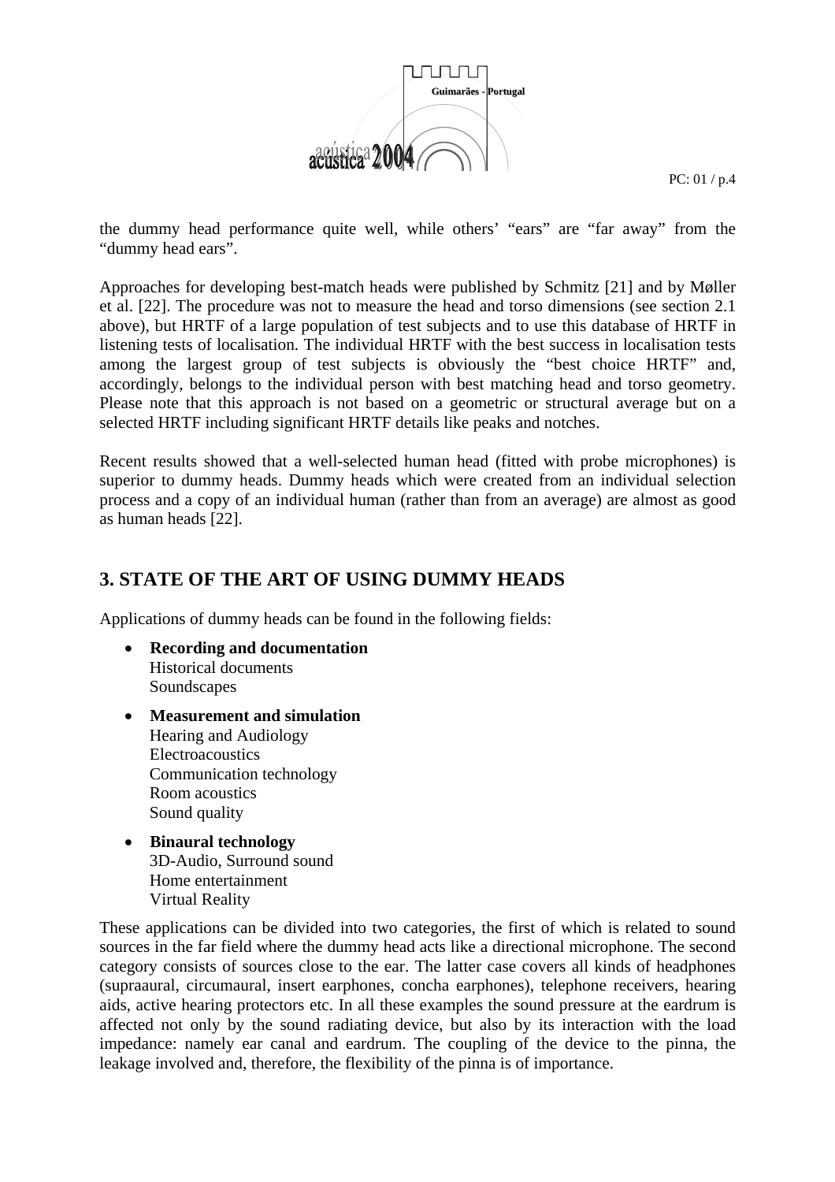the dummy head performance quite well, while others' "ears" are "far away" from the "dummy head ears".

Approaches for developing best-match heads were published by Schmitz [21] and by Møller et al. [22]. The procedure was not to measure the head and torso dimensions (see section 2.1 above), but HRTF of a large population of test subjects and to use this database of HRTF in listening tests of localisation. The individual HRTF with the best success in localisation tests among the largest group of test subjects is obviously the "best choice HRTF" and, accordingly, belongs to the individual person with best matching head and torso geometry. Please note that this approach is not based on a geometric or structural average but on a selected HRTF including significant HRTF details like peaks and notches.

Recent results showed that a well-selected human head (fitted with probe microphones) is superior to dummy heads. Dummy heads which were created from an individual selection process and a copy of an individual human (rather than from an average) are almost as good as human heads [22].

## 3. STATE OF THE ART OF USING DUMMY HEADS

Applications of dummy heads can be found in the following fields:

- **Recording and documentation**
  Historical documents
  Soundscapes
- **Measurement and simulation**
  Hearing and Audiology
  Electroacoustics
  Communication technology
  Room acoustics
  Sound quality
- **Binaural technology**
  3D-Audio, Surround sound
  Home entertainment
  Virtual Reality

These applications can be divided into two categories, the first of which is related to sound sources in the far field where the dummy head acts like a directional microphone. The second category consists of sources close to the ear. The latter case covers all kinds of headphones (supraaural, circumaural, insert earphones, concha earphones), telephone receivers, hearing aids, active hearing protectors etc. In all these examples the sound pressure at the eardrum is affected not only by the sound radiating device, but also by its interaction with the load impedance: namely ear canal and eardrum. The coupling of the device to the pinna, the leakage involved and, therefore, the flexibility of the pinna is of importance.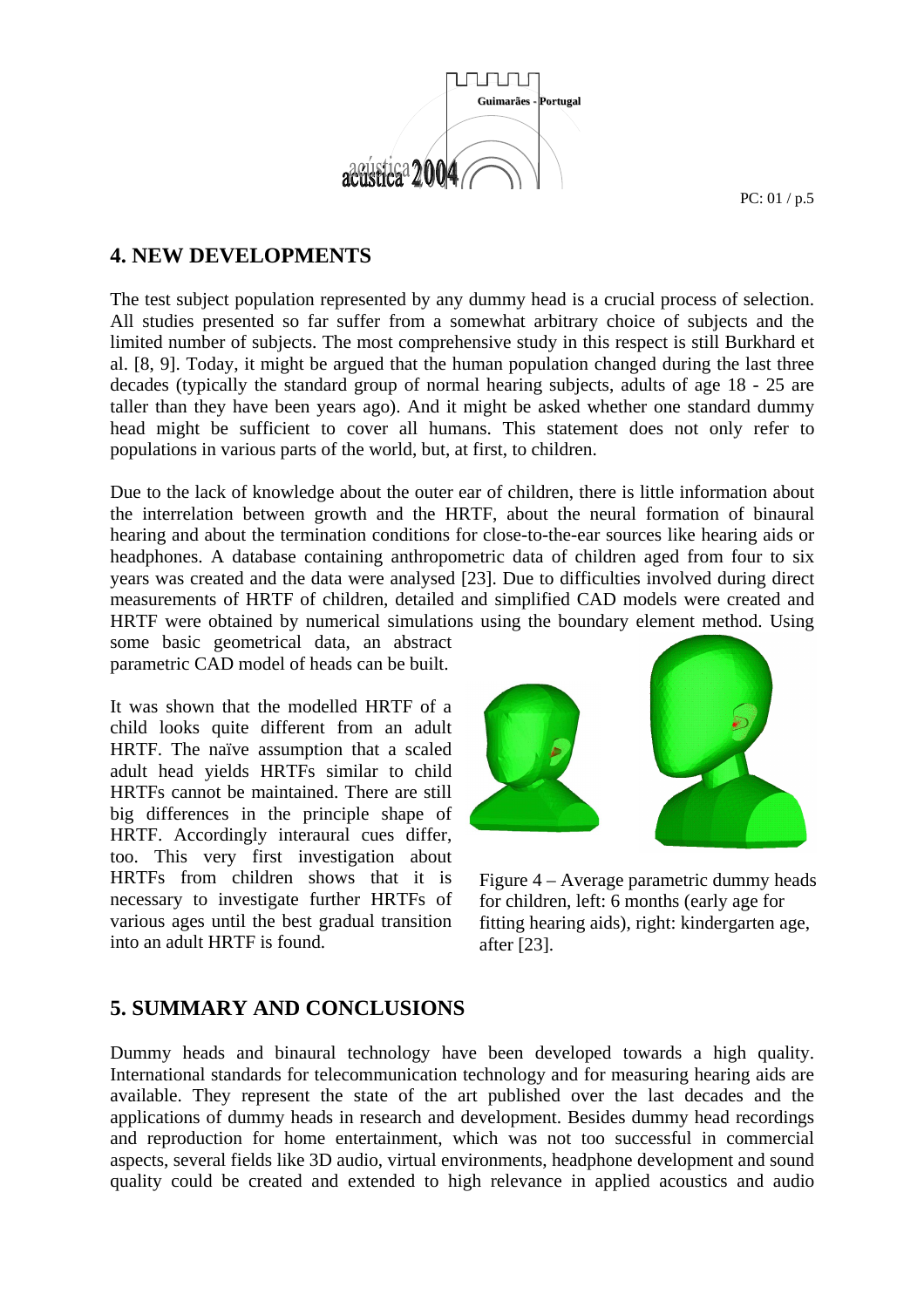## 4. NEW DEVELOPMENTS

The test subject population represented by any dummy head is a crucial process of selection. All studies presented so far suffer from a somewhat arbitrary choice of subjects and the limited number of subjects. The most comprehensive study in this respect is still Burkhard et al. [8, 9]. Today, it might be argued that the human population changed during the last three decades (typically the standard group of normal hearing subjects, adults of age 18 - 25 are taller than they have been years ago). And it might be asked whether one standard dummy head might be sufficient to cover all humans. This statement does not only refer to populations in various parts of the world, but, at first, to children.

Due to the lack of knowledge about the outer ear of children, there is little information about the interrelation between growth and the HRTF, about the neural formation of binaural hearing and about the termination conditions for close-to-the-ear sources like hearing aids or headphones. A database containing anthropometric data of children aged from four to six years was created and the data were analysed [23]. Due to difficulties involved during direct measurements of HRTF of children, detailed and simplified CAD models were created and HRTF were obtained by numerical simulations using the boundary element method. Using some basic geometrical data, an abstract parametric CAD model of heads can be built.

It was shown that the modelled HRTF of a child looks quite different from an adult HRTF. The naïve assumption that a scaled adult head yields HRTFs similar to child HRTFs cannot be maintained. There are still big differences in the principle shape of HRTF. Accordingly interaural cues differ, too. This very first investigation about HRTFs from children shows that it is necessary to investigate further HRTFs of various ages until the best gradual transition into an adult HRTF is found.

Figure 4 – Average parametric dummy heads for children, left: 6 months (early age for fitting hearing aids), right: kindergarten age, after [23].

## 5. SUMMARY AND CONCLUSIONS

Dummy heads and binaural technology have been developed towards a high quality. International standards for telecommunication technology and for measuring hearing aids are available. They represent the state of the art published over the last decades and the applications of dummy heads in research and development. Besides dummy head recordings and reproduction for home entertainment, which was not too successful in commercial aspects, several fields like 3D audio, virtual environments, headphone development and sound quality could be created and extended to high relevance in applied acoustics and audio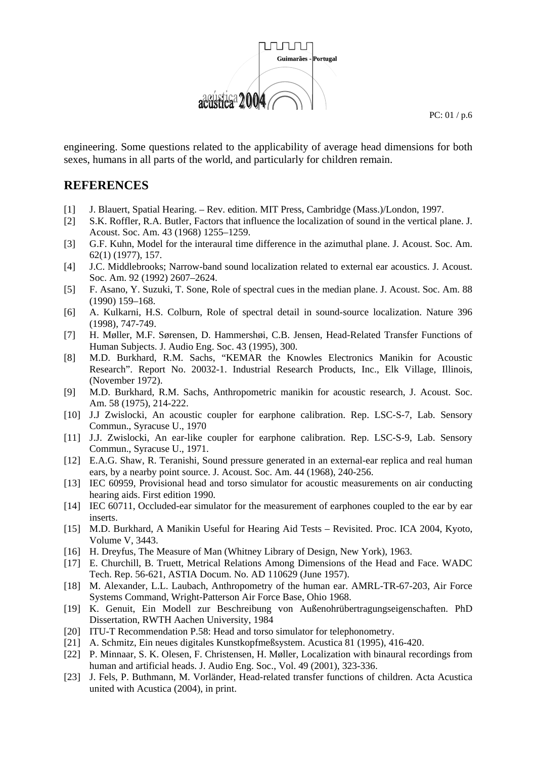engineering. Some questions related to the applicability of average head dimensions for both sexes, humans in all parts of the world, and particularly for children remain.

## REFERENCES

[1] J. Blauert, Spatial Hearing. – Rev. edition. MIT Press, Cambridge (Mass.)/London, 1997.

[2] S.K. Roffler, R.A. Butler, Factors that influence the localization of sound in the vertical plane. J. Acoust. Soc. Am. 43 (1968) 1255–1259.

[3] G.F. Kuhn, Model for the interaural time difference in the azimuthal plane. J. Acoust. Soc. Am. 62(1) (1977), 157.

[4] J.C. Middlebrooks; Narrow-band sound localization related to external ear acoustics. J. Acoust. Soc. Am. 92 (1992) 2607–2624.

[5] F. Asano, Y. Suzuki, T. Sone, Role of spectral cues in the median plane. J. Acoust. Soc. Am. 88 (1990) 159–168.

[6] A. Kulkarni, H.S. Colburn, Role of spectral detail in sound-source localization. Nature 396 (1998), 747-749.

[7] H. Møller, M.F. Sørensen, D. Hammershøi, C.B. Jensen, Head-Related Transfer Functions of Human Subjects. J. Audio Eng. Soc. 43 (1995), 300.

[8] M.D. Burkhard, R.M. Sachs, "KEMAR the Knowles Electronics Manikin for Acoustic Research". Report No. 20032-1. Industrial Research Products, Inc., Elk Village, Illinois, (November 1972).

[9] M.D. Burkhard, R.M. Sachs, Anthropometric manikin for acoustic research, J. Acoust. Soc. Am. 58 (1975), 214-222.

[10] J.J Zwislocki, An acoustic coupler for earphone calibration. Rep. LSC-S-7, Lab. Sensory Commun., Syracuse U., 1970

[11] J.J. Zwislocki, An ear-like coupler for earphone calibration. Rep. LSC-S-9, Lab. Sensory Commun., Syracuse U., 1971.

[12] E.A.G. Shaw, R. Teranishi, Sound pressure generated in an external-ear replica and real human ears, by a nearby point source. J. Acoust. Soc. Am. 44 (1968), 240-256.

[13] IEC 60959, Provisional head and torso simulator for acoustic measurements on air conducting hearing aids. First edition 1990.

[14] IEC 60711, Occluded-ear simulator for the measurement of earphones coupled to the ear by ear inserts.

[15] M.D. Burkhard, A Manikin Useful for Hearing Aid Tests – Revisited. Proc. ICA 2004, Kyoto, Volume V, 3443.

[16] H. Dreyfus, The Measure of Man (Whitney Library of Design, New York), 1963.

[17] E. Churchill, B. Truett, Metrical Relations Among Dimensions of the Head and Face. WADC Tech. Rep. 56-621, ASTIA Docum. No. AD 110629 (June 1957).

[18] M. Alexander, L.L. Laubach, Anthropometry of the human ear. AMRL-TR-67-203, Air Force Systems Command, Wright-Patterson Air Force Base, Ohio 1968.

[19] K. Genuit, Ein Modell zur Beschreibung von Außenohrübertragungseigenschaften. PhD Dissertation, RWTH Aachen University, 1984

[20] ITU-T Recommendation P.58: Head and torso simulator for telephonometry.

[21] A. Schmitz, Ein neues digitales Kunstkopfmeßsystem. Acustica 81 (1995), 416-420.

[22] P. Minnaar, S. K. Olesen, F. Christensen, H. Møller, Localization with binaural recordings from human and artificial heads. J. Audio Eng. Soc., Vol. 49 (2001), 323-336.

[23] J. Fels, P. Buthmann, M. Vorländer, Head-related transfer functions of children. Acta Acustica united with Acustica (2004), in print.